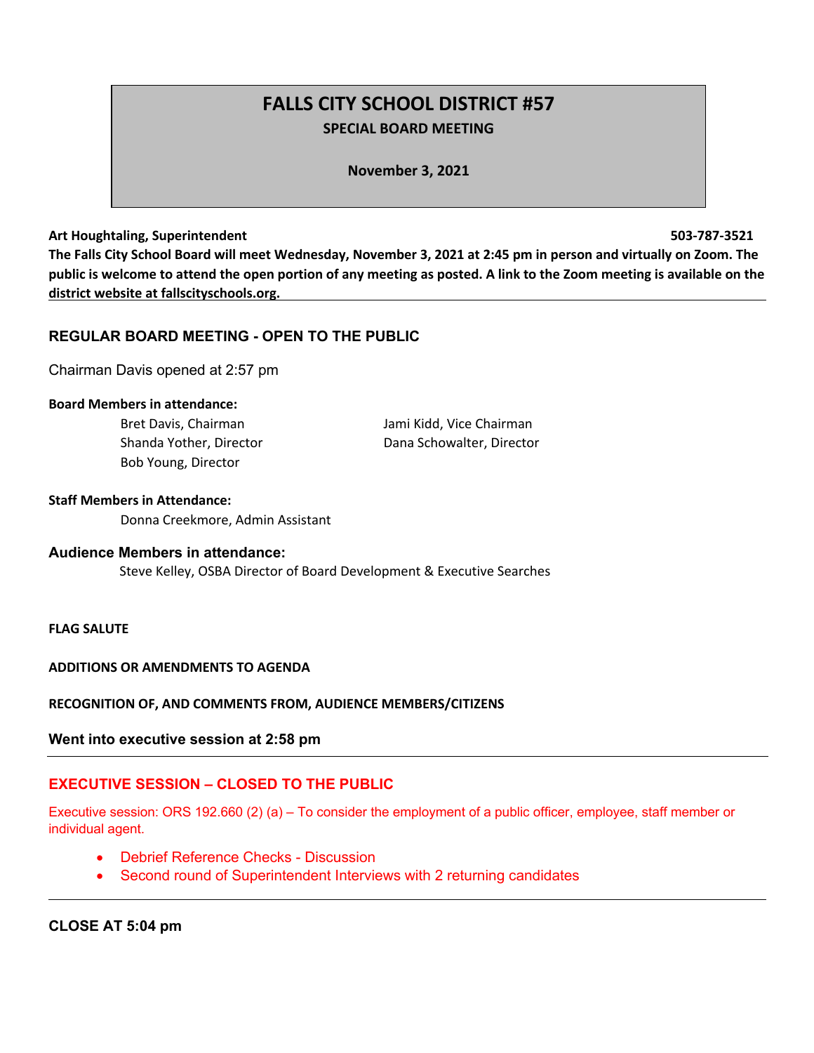# FALLS CITY SCHOOL DISTRICT #57

**SPECIAL BOARD MEETING**

**November 3, 2021**

**Art Houghtaling, Superintendent** **503-787-3521**

**The Falls City School Board will meet Wednesday, November 3, 2021 at 2:45 pm in person and virtually on Zoom. The public is welcome to attend the open portion of any meeting as posted. A link to the Zoom meeting is available on the district website at fallscityschools.org.**

## REGULAR BOARD MEETING - OPEN TO THE PUBLIC

Chairman Davis opened at 2:57 pm

**Board Members in attendance:**

Bret Davis, Chairman
Jami Kidd, Vice Chairman
Shanda Yother, Director
Dana Schowalter, Director
Bob Young, Director

**Staff Members in Attendance:**

Donna Creekmore, Admin Assistant

**Audience Members in attendance:**

Steve Kelley, OSBA Director of Board Development & Executive Searches

**FLAG SALUTE**

**ADDITIONS OR AMENDMENTS TO AGENDA**

**RECOGNITION OF, AND COMMENTS FROM, AUDIENCE MEMBERS/CITIZENS**

**Went into executive session at 2:58 pm**

## EXECUTIVE SESSION – CLOSED TO THE PUBLIC

Executive session: ORS 192.660 (2) (a) – To consider the employment of a public officer, employee, staff member or individual agent.

- Debrief Reference Checks - Discussion
- Second round of Superintendent Interviews with 2 returning candidates

**CLOSE AT 5:04 pm**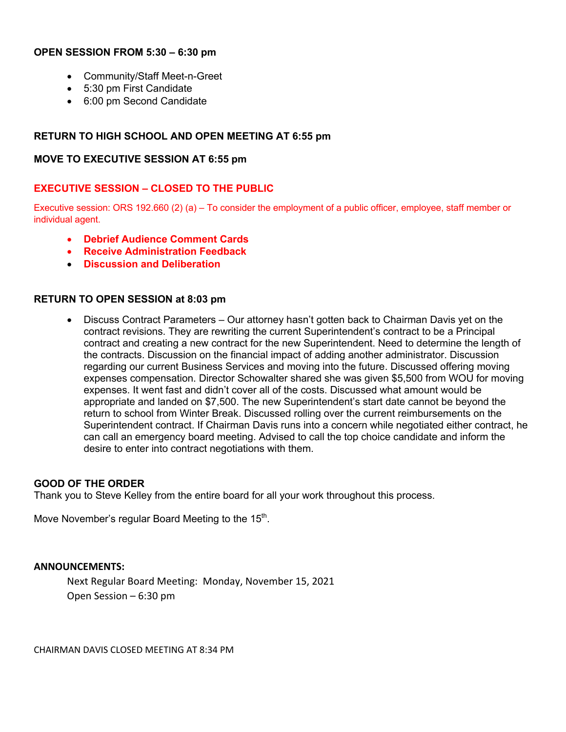**OPEN SESSION FROM 5:30 – 6:30 pm**

- Community/Staff Meet-n-Greet
- 5:30 pm First Candidate
- 6:00 pm Second Candidate

**RETURN TO HIGH SCHOOL AND OPEN MEETING AT 6:55 pm**

**MOVE TO EXECUTIVE SESSION AT 6:55 pm**

**EXECUTIVE SESSION – CLOSED TO THE PUBLIC**

Executive session: ORS 192.660 (2) (a) – To consider the employment of a public officer, employee, staff member or individual agent.

- **Debrief Audience Comment Cards**
- **Receive Administration Feedback**
- **Discussion and Deliberation**

**RETURN TO OPEN SESSION at 8:03 pm**

- Discuss Contract Parameters – Our attorney hasn't gotten back to Chairman Davis yet on the contract revisions. They are rewriting the current Superintendent's contract to be a Principal contract and creating a new contract for the new Superintendent. Need to determine the length of the contracts. Discussion on the financial impact of adding another administrator. Discussion regarding our current Business Services and moving into the future. Discussed offering moving expenses compensation. Director Schowalter shared she was given $5,500 from WOU for moving expenses. It went fast and didn't cover all of the costs. Discussed what amount would be appropriate and landed on $7,500. The new Superintendent's start date cannot be beyond the return to school from Winter Break. Discussed rolling over the current reimbursements on the Superintendent contract. If Chairman Davis runs into a concern while negotiated either contract, he can call an emergency board meeting. Advised to call the top choice candidate and inform the desire to enter into contract negotiations with them.

**GOOD OF THE ORDER**

Thank you to Steve Kelley from the entire board for all your work throughout this process.

Move November's regular Board Meeting to the 15th.

**ANNOUNCEMENTS:**

Next Regular Board Meeting: Monday, November 15, 2021
Open Session – 6:30 pm

CHAIRMAN DAVIS CLOSED MEETING AT 8:34 PM